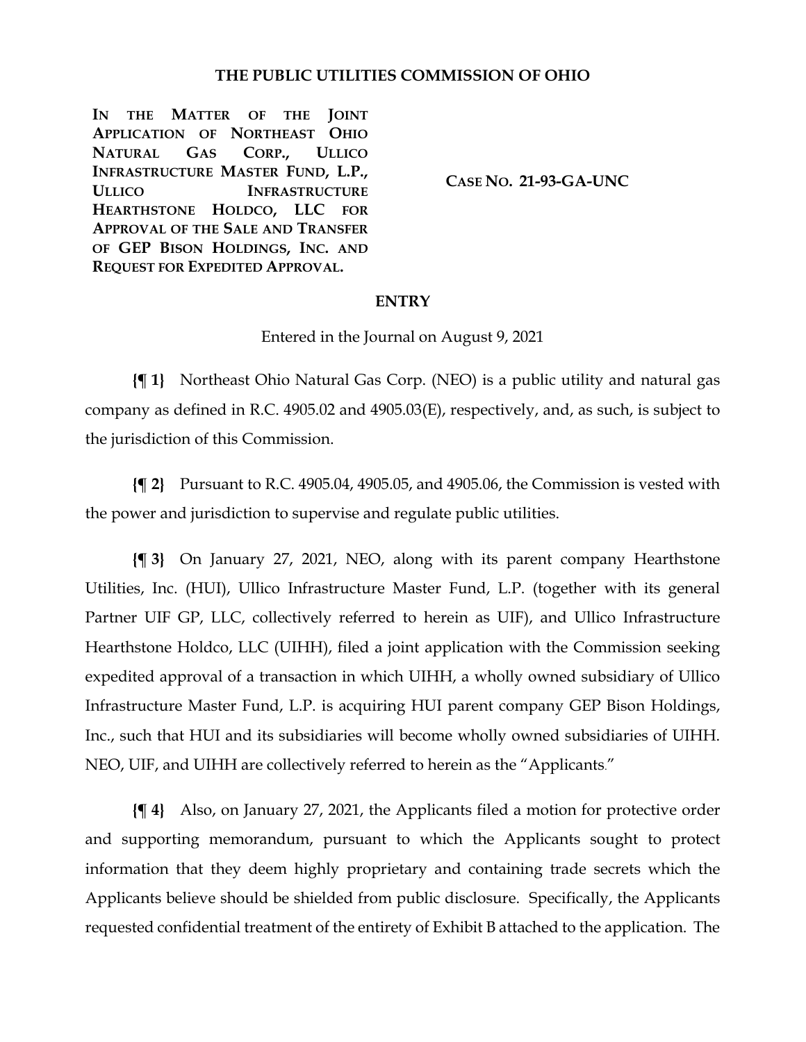# THE PUBLIC UTILITIES COMMISSION OF OHIO

**IN THE MATTER OF THE JOINT APPLICATION OF NORTHEAST OHIO NATURAL GAS CORP., ULLICO INFRASTRUCTURE MASTER FUND, L.P., ULLICO INFRASTRUCTURE HEARTHSTONE HOLDCO, LLC FOR APPROVAL OF THE SALE AND TRANSFER OF GEP BISON HOLDINGS, INC. AND REQUEST FOR EXPEDITED APPROVAL.**

**CASE NO. 21-93-GA-UNC**

## ENTRY

Entered in the Journal on August 9, 2021

**{¶ 1}** Northeast Ohio Natural Gas Corp. (NEO) is a public utility and natural gas company as defined in R.C. 4905.02 and 4905.03(E), respectively, and, as such, is subject to the jurisdiction of this Commission.

**{¶ 2}** Pursuant to R.C. 4905.04, 4905.05, and 4905.06, the Commission is vested with the power and jurisdiction to supervise and regulate public utilities.

**{¶ 3}** On January 27, 2021, NEO, along with its parent company Hearthstone Utilities, Inc. (HUI), Ullico Infrastructure Master Fund, L.P. (together with its general Partner UIF GP, LLC, collectively referred to herein as UIF), and Ullico Infrastructure Hearthstone Holdco, LLC (UIHH), filed a joint application with the Commission seeking expedited approval of a transaction in which UIHH, a wholly owned subsidiary of Ullico Infrastructure Master Fund, L.P. is acquiring HUI parent company GEP Bison Holdings, Inc., such that HUI and its subsidiaries will become wholly owned subsidiaries of UIHH. NEO, UIF, and UIHH are collectively referred to herein as the "Applicants."

**{¶ 4}** Also, on January 27, 2021, the Applicants filed a motion for protective order and supporting memorandum, pursuant to which the Applicants sought to protect information that they deem highly proprietary and containing trade secrets which the Applicants believe should be shielded from public disclosure. Specifically, the Applicants requested confidential treatment of the entirety of Exhibit B attached to the application. The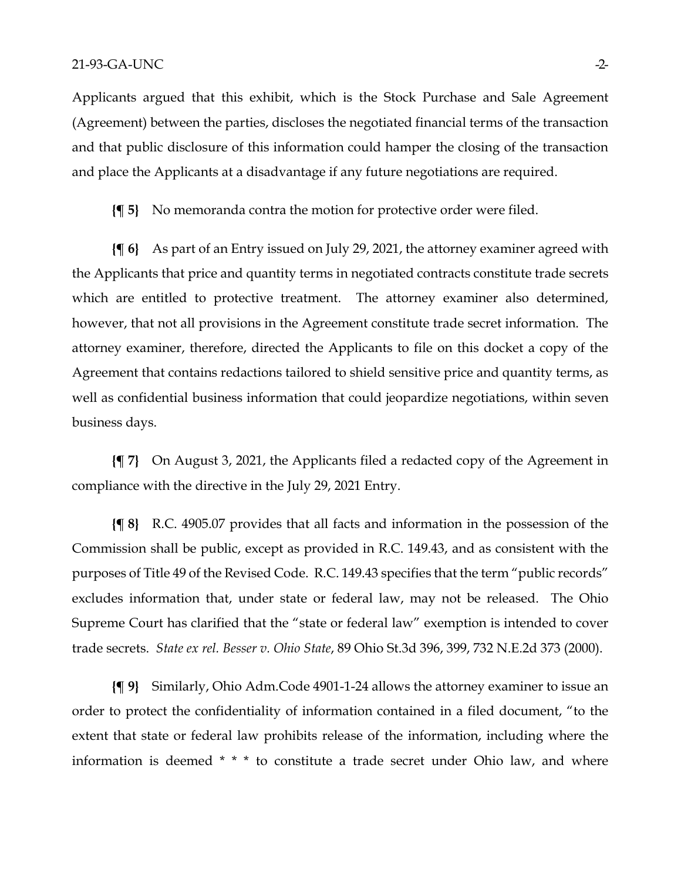Applicants argued that this exhibit, which is the Stock Purchase and Sale Agreement (Agreement) between the parties, discloses the negotiated financial terms of the transaction and that public disclosure of this information could hamper the closing of the transaction and place the Applicants at a disadvantage if any future negotiations are required.

**{¶ 5}** No memoranda contra the motion for protective order were filed.

**{¶ 6}** As part of an Entry issued on July 29, 2021, the attorney examiner agreed with the Applicants that price and quantity terms in negotiated contracts constitute trade secrets which are entitled to protective treatment. The attorney examiner also determined, however, that not all provisions in the Agreement constitute trade secret information. The attorney examiner, therefore, directed the Applicants to file on this docket a copy of the Agreement that contains redactions tailored to shield sensitive price and quantity terms, as well as confidential business information that could jeopardize negotiations, within seven business days.

**{¶ 7}** On August 3, 2021, the Applicants filed a redacted copy of the Agreement in compliance with the directive in the July 29, 2021 Entry.

**{¶ 8}** R.C. 4905.07 provides that all facts and information in the possession of the Commission shall be public, except as provided in R.C. 149.43, and as consistent with the purposes of Title 49 of the Revised Code. R.C. 149.43 specifies that the term "public records" excludes information that, under state or federal law, may not be released. The Ohio Supreme Court has clarified that the "state or federal law" exemption is intended to cover trade secrets. *State ex rel. Besser v. Ohio State*, 89 Ohio St.3d 396, 399, 732 N.E.2d 373 (2000).

**{¶ 9}** Similarly, Ohio Adm.Code 4901-1-24 allows the attorney examiner to issue an order to protect the confidentiality of information contained in a filed document, "to the extent that state or federal law prohibits release of the information, including where the information is deemed * * * to constitute a trade secret under Ohio law, and where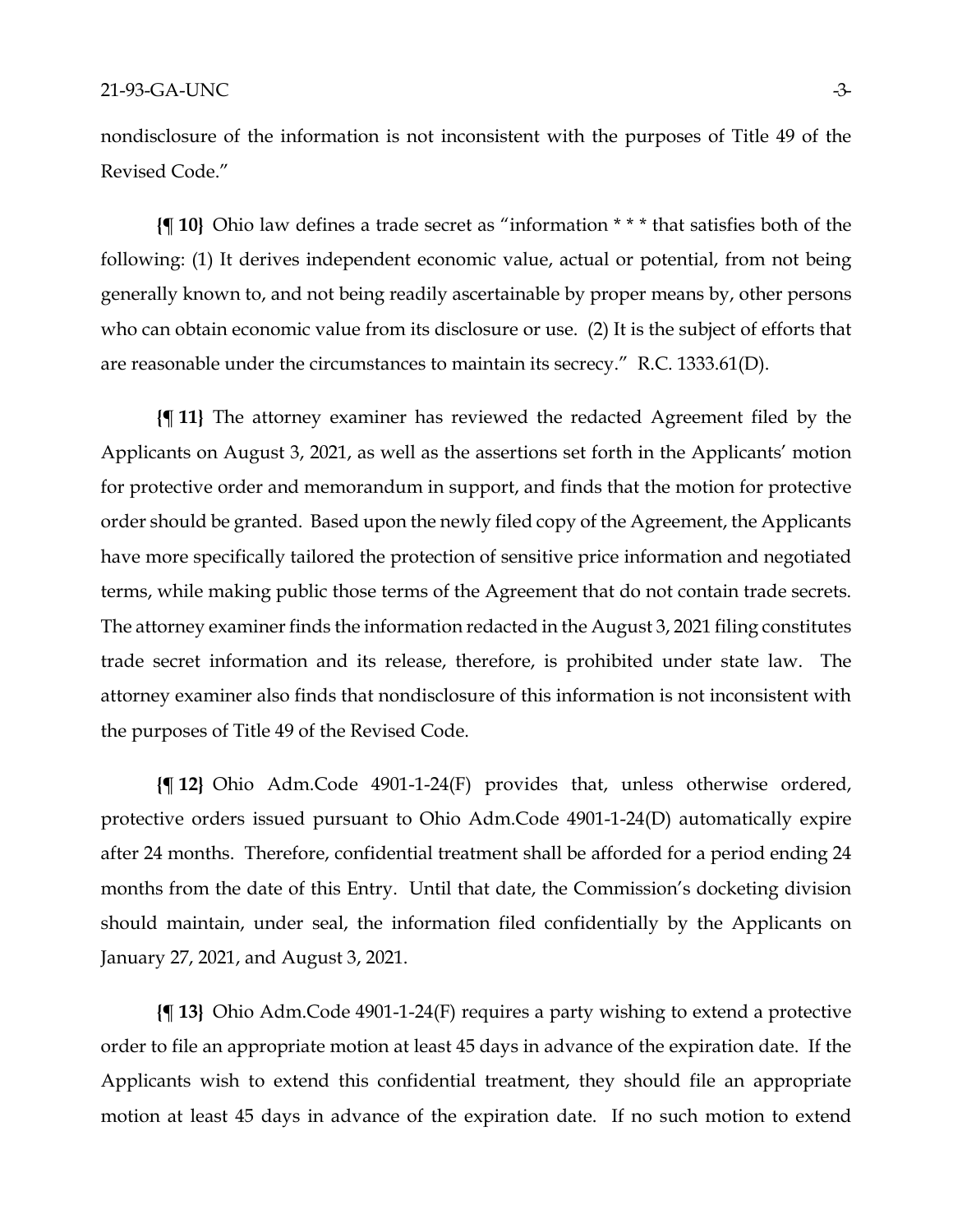nondisclosure of the information is not inconsistent with the purposes of Title 49 of the Revised Code."

**{¶ 10}** Ohio law defines a trade secret as "information * * * that satisfies both of the following: (1) It derives independent economic value, actual or potential, from not being generally known to, and not being readily ascertainable by proper means by, other persons who can obtain economic value from its disclosure or use. (2) It is the subject of efforts that are reasonable under the circumstances to maintain its secrecy." R.C. 1333.61(D).

**{¶ 11}** The attorney examiner has reviewed the redacted Agreement filed by the Applicants on August 3, 2021, as well as the assertions set forth in the Applicants' motion for protective order and memorandum in support, and finds that the motion for protective order should be granted. Based upon the newly filed copy of the Agreement, the Applicants have more specifically tailored the protection of sensitive price information and negotiated terms, while making public those terms of the Agreement that do not contain trade secrets. The attorney examiner finds the information redacted in the August 3, 2021 filing constitutes trade secret information and its release, therefore, is prohibited under state law. The attorney examiner also finds that nondisclosure of this information is not inconsistent with the purposes of Title 49 of the Revised Code.

**{¶ 12}** Ohio Adm.Code 4901-1-24(F) provides that, unless otherwise ordered, protective orders issued pursuant to Ohio Adm.Code 4901-1-24(D) automatically expire after 24 months. Therefore, confidential treatment shall be afforded for a period ending 24 months from the date of this Entry. Until that date, the Commission's docketing division should maintain, under seal, the information filed confidentially by the Applicants on January 27, 2021, and August 3, 2021.

**{¶ 13}** Ohio Adm.Code 4901-1-24(F) requires a party wishing to extend a protective order to file an appropriate motion at least 45 days in advance of the expiration date. If the Applicants wish to extend this confidential treatment, they should file an appropriate motion at least 45 days in advance of the expiration date. If no such motion to extend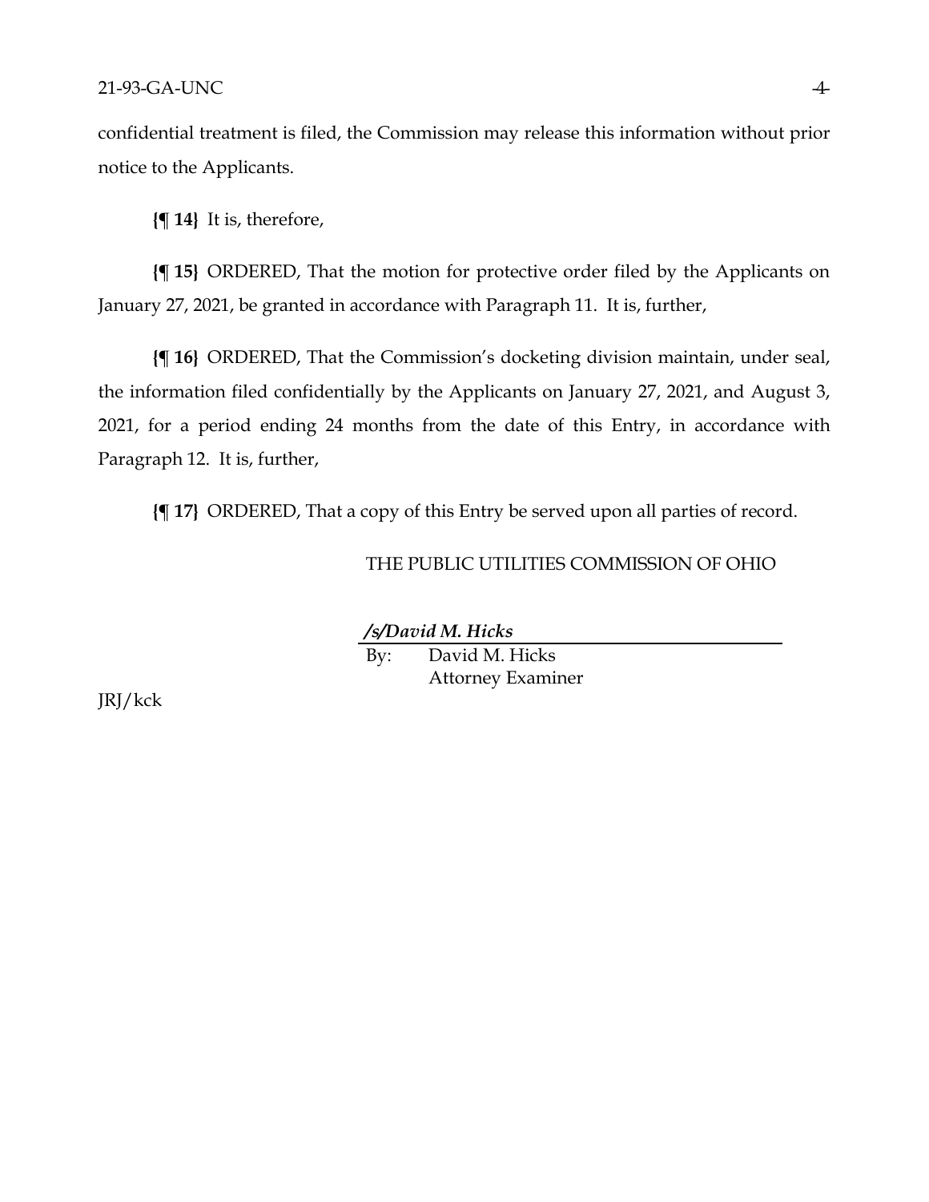confidential treatment is filed, the Commission may release this information without prior notice to the Applicants.

**{¶ 14}** It is, therefore,

**{¶ 15}** ORDERED, That the motion for protective order filed by the Applicants on January 27, 2021, be granted in accordance with Paragraph 11. It is, further,

**{¶ 16}** ORDERED, That the Commission's docketing division maintain, under seal, the information filed confidentially by the Applicants on January 27, 2021, and August 3, 2021, for a period ending 24 months from the date of this Entry, in accordance with Paragraph 12. It is, further,

**{¶ 17}** ORDERED, That a copy of this Entry be served upon all parties of record.

THE PUBLIC UTILITIES COMMISSION OF OHIO

***/s/David M. Hicks***

By: David M. Hicks
Attorney Examiner

JRJ/kck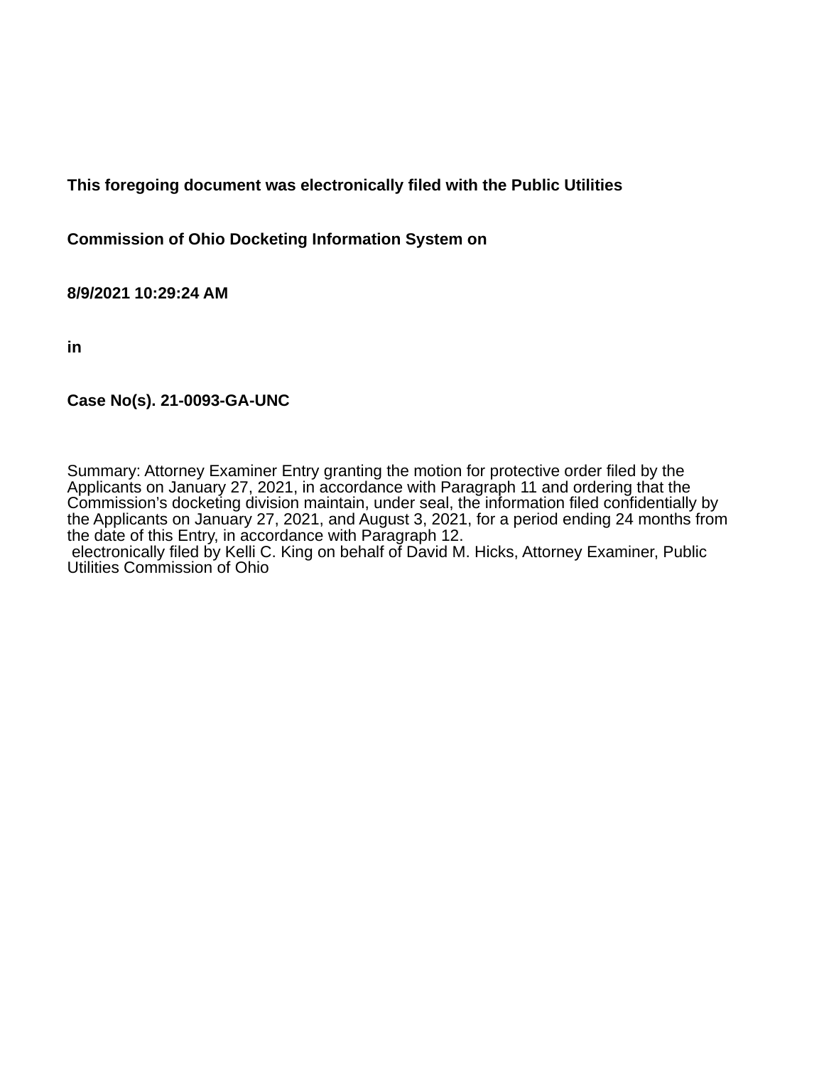**This foregoing document was electronically filed with the Public Utilities**

**Commission of Ohio Docketing Information System on**

**8/9/2021 10:29:24 AM**

**in**

**Case No(s). 21-0093-GA-UNC**

Summary: Attorney Examiner Entry granting the motion for protective order filed by the Applicants on January 27, 2021, in accordance with Paragraph 11 and ordering that the Commission's docketing division maintain, under seal, the information filed confidentially by the Applicants on January 27, 2021, and August 3, 2021, for a period ending 24 months from the date of this Entry, in accordance with Paragraph 12.
electronically filed by Kelli C. King on behalf of David M. Hicks, Attorney Examiner, Public Utilities Commission of Ohio